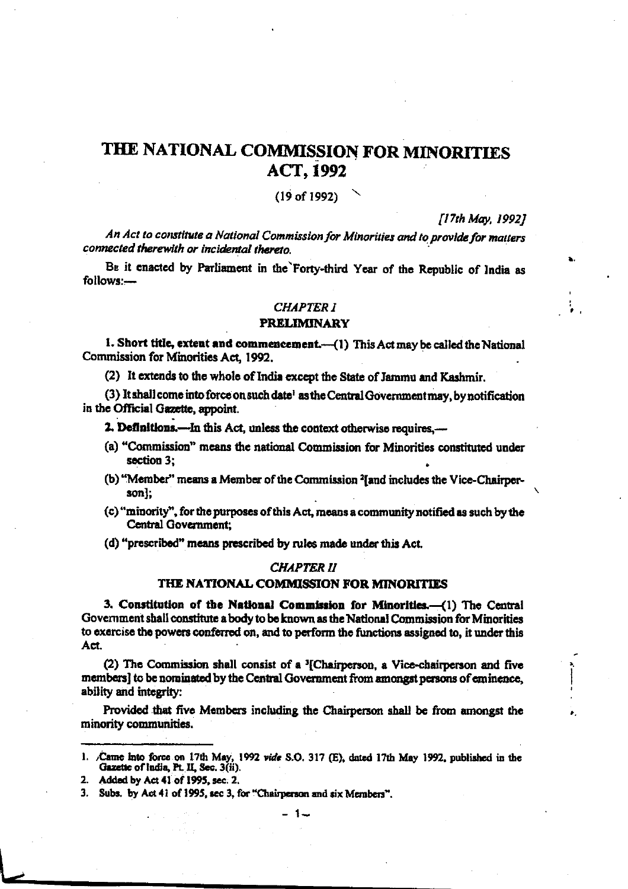# THE NATIONAL COMMISSION FOR MINORITIES ACT, 1992

(19 of 1992)

*[17th May, 1992]*

*An Act to constitute a National Commission for Minorities and to provide for matters connected therewith or incidental thereto.*

Be it enacted by Parliament in the Forty-third Year of the Republic of India as follows:—

## *CHAPTER I*

## PRELIMINARY

**1. Short title, extent and commencement.**—(1) This Act may be called the National Commission for Minorities Act, 1992.

(2) It extends to the whole of India except the State of Jammu and Kashmir.

(3) It shall come into force on such date[1] as the Central Government may, by notification in the Official Gazette, appoint.

**2. Definitions.**—In this Act, unless the context otherwise requires,—

(a) "Commission" means the national Commission for Minorities constituted under section 3;

(b) "Member" means a Member of the Commission [2][and includes the Vice-Chairperson];

(c) "minority", for the purposes of this Act, means a community notified as such by the Central Government;

(d) "prescribed" means prescribed by rules made under this Act.

## *CHAPTER II*

## THE NATIONAL COMMISSION FOR MINORITIES

**3. Constitution of the National Commission for Minorities.**—(1) The Central Government shall constitute a body to be known as the National Commission for Minorities to exercise the powers conferred on, and to perform the functions assigned to, it under this Act.

(2) The Commission shall consist of a [3][Chairperson, a Vice-chairperson and five members] to be nominated by the Central Government from amongst persons of eminence, ability and integrity:

Provided that five Members including the Chairperson shall be from amongst the minority communities.

---

1. Came into force on 17th May, 1992 *vide* S.O. 317 (E), dated 17th May 1992, published in the Gazette of India, Pt. II, Sec. 3(ii).
2. Added by Act 41 of 1995, sec. 2.
3. Subs. by Act 41 of 1995, sec 3, for "Chairperson and six Members".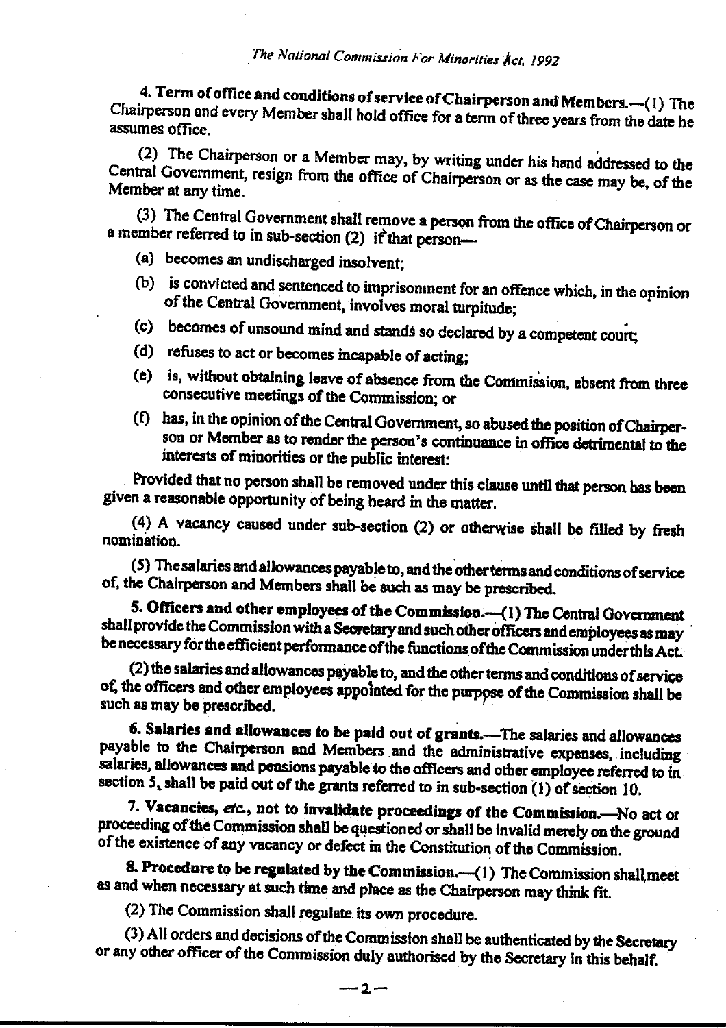**4. Term of office and conditions of service of Chairperson and Members.**—(1) The Chairperson and every Member shall hold office for a term of three years from the date he assumes office.

(2) The Chairperson or a Member may, by writing under his hand addressed to the Central Government, resign from the office of Chairperson or as the case may be, of the Member at any time.

(3) The Central Government shall remove a person from the office of Chairperson or a member referred to in sub-section (2) if that person—

(a) becomes an undischarged insolvent;

(b) is convicted and sentenced to imprisonment for an offence which, in the opinion of the Central Government, involves moral turpitude;

(c) becomes of unsound mind and stands so declared by a competent court;

(d) refuses to act or becomes incapable of acting;

(e) is, without obtaining leave of absence from the Commission, absent from three consecutive meetings of the Commission; or

(f) has, in the opinion of the Central Government, so abused the position of Chairperson or Member as to render the person's continuance in office detrimental to the interests of minorities or the public interest:

Provided that no person shall be removed under this clause until that person has been given a reasonable opportunity of being heard in the matter.

(4) A vacancy caused under sub-section (2) or otherwise shall be filled by fresh nomination.

(5) The salaries and allowances payable to, and the other terms and conditions of service of, the Chairperson and Members shall be such as may be prescribed.

**5. Officers and other employees of the Commission.**—(1) The Central Government shall provide the Commission with a Secretary and such other officers and employees as may be necessary for the efficient performance of the functions of the Commission under this Act.

(2) the salaries and allowances payable to, and the other terms and conditions of service of, the officers and other employees appointed for the purpose of the Commission shall be such as may be prescribed.

**6. Salaries and allowances to be paid out of grants.**—The salaries and allowances payable to the Chairperson and Members and the administrative expenses, including salaries, allowances and pensions payable to the officers and other employee referred to in section 5, shall be paid out of the grants referred to in sub-section (1) of section 10.

**7. Vacancies, *etc.*, not to invalidate proceedings of the Commission.**—No act or proceeding of the Commission shall be questioned or shall be invalid merely on the ground of the existence of any vacancy or defect in the Constitution of the Commission.

**8. Procedure to be regulated by the Commission.**—(1) The Commission shall meet as and when necessary at such time and place as the Chairperson may think fit.

(2) The Commission shall regulate its own procedure.

(3) All orders and decisions of the Commission shall be authenticated by the Secretary or any other officer of the Commission duly authorised by the Secretary in this behalf.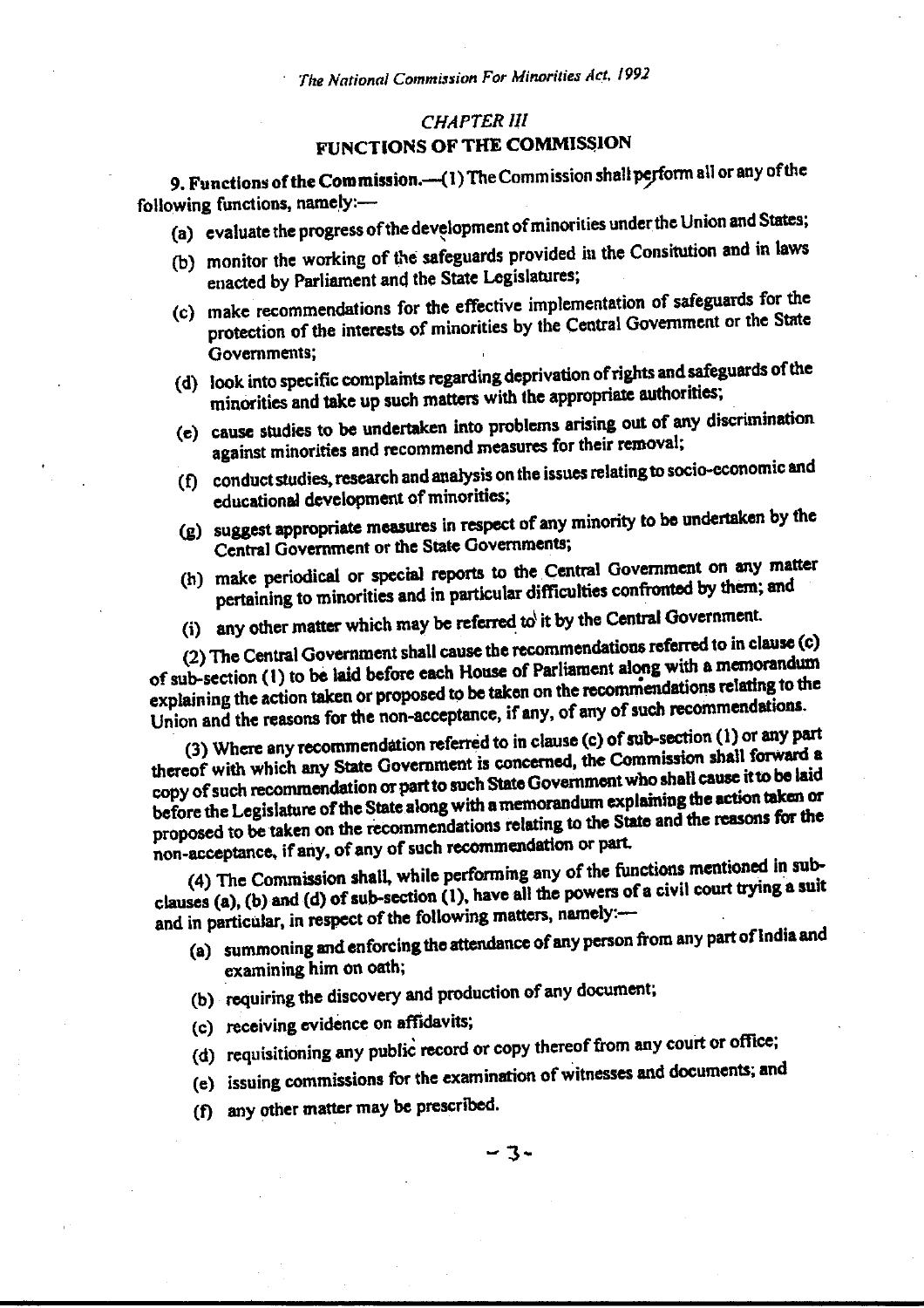## CHAPTER III

## FUNCTIONS OF THE COMMISSION

**9. Functions of the Commission.**—(1) The Commission shall perform all or any of the following functions, namely:—

(a) evaluate the progress of the development of minorities under the Union and States;

(b) monitor the working of the safeguards provided in the Consitution and in laws enacted by Parliament and the State Legislatures;

(c) make recommendations for the effective implementation of safeguards for the protection of the interests of minorities by the Central Government or the State Governments;

(d) look into specific complaints regarding deprivation of rights and safeguards of the minorities and take up such matters with the appropriate authorities;

(e) cause studies to be undertaken into problems arising out of any discrimination against minorities and recommend measures for their removal;

(f) conduct studies, research and analysis on the issues relating to socio-economic and educational development of minorities;

(g) suggest appropriate measures in respect of any minority to be undertaken by the Central Government or the State Governments;

(h) make periodical or special reports to the Central Government on any matter pertaining to minorities and in particular difficulties confronted by them; and

(i) any other matter which may be referred to it by the Central Government.

(2) The Central Government shall cause the recommendations referred to in clause (c) of sub-section (1) to be laid before each House of Parliament along with a memorandum explaining the action taken or proposed to be taken on the recommendations relating to the Union and the reasons for the non-acceptance, if any, of any of such recommendations.

(3) Where any recommendation referred to in clause (c) of sub-section (1) or any part thereof with which any State Government is concerned, the Commission shall forward a copy of such recommendation or part to such State Government who shall cause it to be laid before the Legislature of the State along with a memorandum explaining the action taken or proposed to be taken on the recommendations relating to the State and the reasons for the non-acceptance, if any, of any of such recommendation or part.

(4) The Commission shall, while performing any of the functions mentioned in sub-clauses (a), (b) and (d) of sub-section (1), have all the powers of a civil court trying a suit and in particular, in respect of the following matters, namely:—

(a) summoning and enforcing the attendance of any person from any part of India and examining him on oath;

(b) requiring the discovery and production of any document;

(c) receiving evidence on affidavits;

(d) requisitioning any public record or copy thereof from any court or office;

(e) issuing commissions for the examination of witnesses and documents; and

(f) any other matter may be prescribed.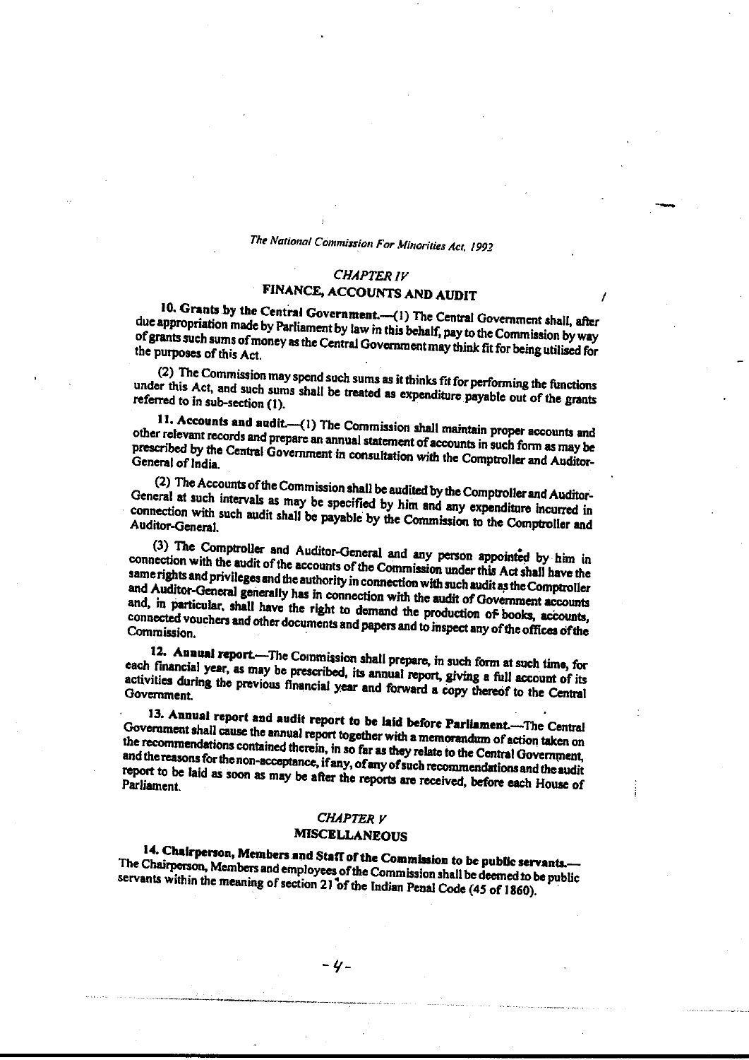## *CHAPTER IV*

## FINANCE, ACCOUNTS AND AUDIT

**10. Grants by the Central Government.**—(1) The Central Government shall, after due appropriation made by Parliament by law in this behalf, pay to the Commission by way of grants such sums of money as the Central Government may think fit for being utilised for the purposes of this Act.

(2) The Commission may spend such sums as it thinks fit for performing the functions under this Act, and such sums shall be treated as expenditure payable out of the grants referred to in sub-section (1).

**11. Accounts and audit.**—(1) The Commission shall maintain proper accounts and other relevant records and prepare an annual statement of accounts in such form as may be prescribed by the Central Government in consultation with the Comptroller and Auditor-General of India.

(2) The Accounts of the Commission shall be audited by the Comptroller and Auditor-General at such intervals as may be specified by him and any expenditure incurred in connection with such audit shall be payable by the Commission to the Comptroller and Auditor-General.

(3) The Comptroller and Auditor-General and any person appointed by him in connection with the audit of the accounts of the Commission under this Act shall have the same rights and privileges and the authority in connection with such audit as the Comptroller and Auditor-General generally has in connection with the audit of Government accounts and, in particular, shall have the right to demand the production of books, accounts, connected vouchers and other documents and papers and to inspect any of the offices of the Commission.

**12. Annual report.**—The Commission shall prepare, in such form at such time, for each financial year, as may be prescribed, its annual report, giving a full account of its activities during the previous financial year and forward a copy thereof to the Central Government.

**13. Annual report and audit report to be laid before Parliament.**—The Central Government shall cause the annual report together with a memorandum of action taken on the recommendations contained therein, in so far as they relate to the Central Government, and the reasons for the non-acceptance, if any, of any of such recommendations and the audit report to be laid as soon as may be after the reports are received, before each House of Parliament.

## *CHAPTER V*

## MISCELLANEOUS

**14. Chairperson, Members and Staff of the Commission to be public servants.**—The Chairperson, Members and employees of the Commission shall be deemed to be public servants within the meaning of section 21 of the Indian Penal Code (45 of 1860).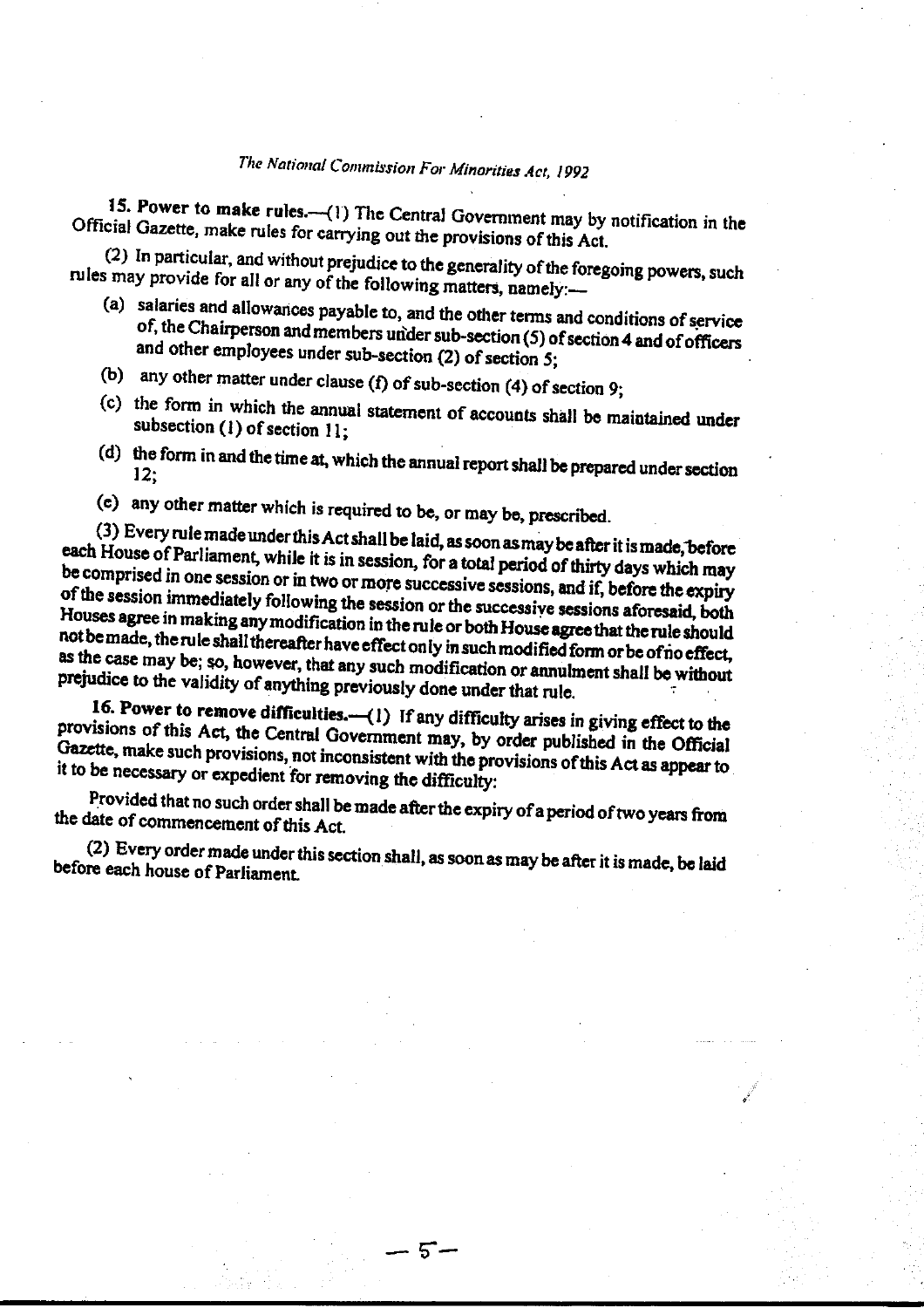**15. Power to make rules.**—(1) The Central Government may by notification in the Official Gazette, make rules for carrying out the provisions of this Act.

(2) In particular, and without prejudice to the generality of the foregoing powers, such rules may provide for all or any of the following matters, namely:—

(a) salaries and allowances payable to, and the other terms and conditions of service of, the Chairperson and members under sub-section (5) of section 4 and of officers and other employees under sub-section (2) of section 5;

(b) any other matter under clause (f) of sub-section (4) of section 9;

(c) the form in which the annual statement of accounts shall be maintained under subsection (1) of section 11;

(d) the form in and the time at, which the annual report shall be prepared under section 12;

(e) any other matter which is required to be, or may be, prescribed.

(3) Every rule made under this Act shall be laid, as soon as may be after it is made, before each House of Parliament, while it is in session, for a total period of thirty days which may be comprised in one session or in two or more successive sessions, and if, before the expiry of the session immediately following the session or the successive sessions aforesaid, both Houses agree in making any modification in the rule or both House agree that the rule should not be made, the rule shall thereafter have effect only in such modified form or be of no effect, as the case may be; so, however, that any such modification or annulment shall be without prejudice to the validity of anything previously done under that rule.

**16. Power to remove difficulties.**—(1) If any difficulty arises in giving effect to the provisions of this Act, the Central Government may, by order published in the Official Gazette, make such provisions, not inconsistent with the provisions of this Act as appear to it to be necessary or expedient for removing the difficulty:

Provided that no such order shall be made after the expiry of a period of two years from the date of commencement of this Act.

(2) Every order made under this section shall, as soon as may be after it is made, be laid before each house of Parliament.